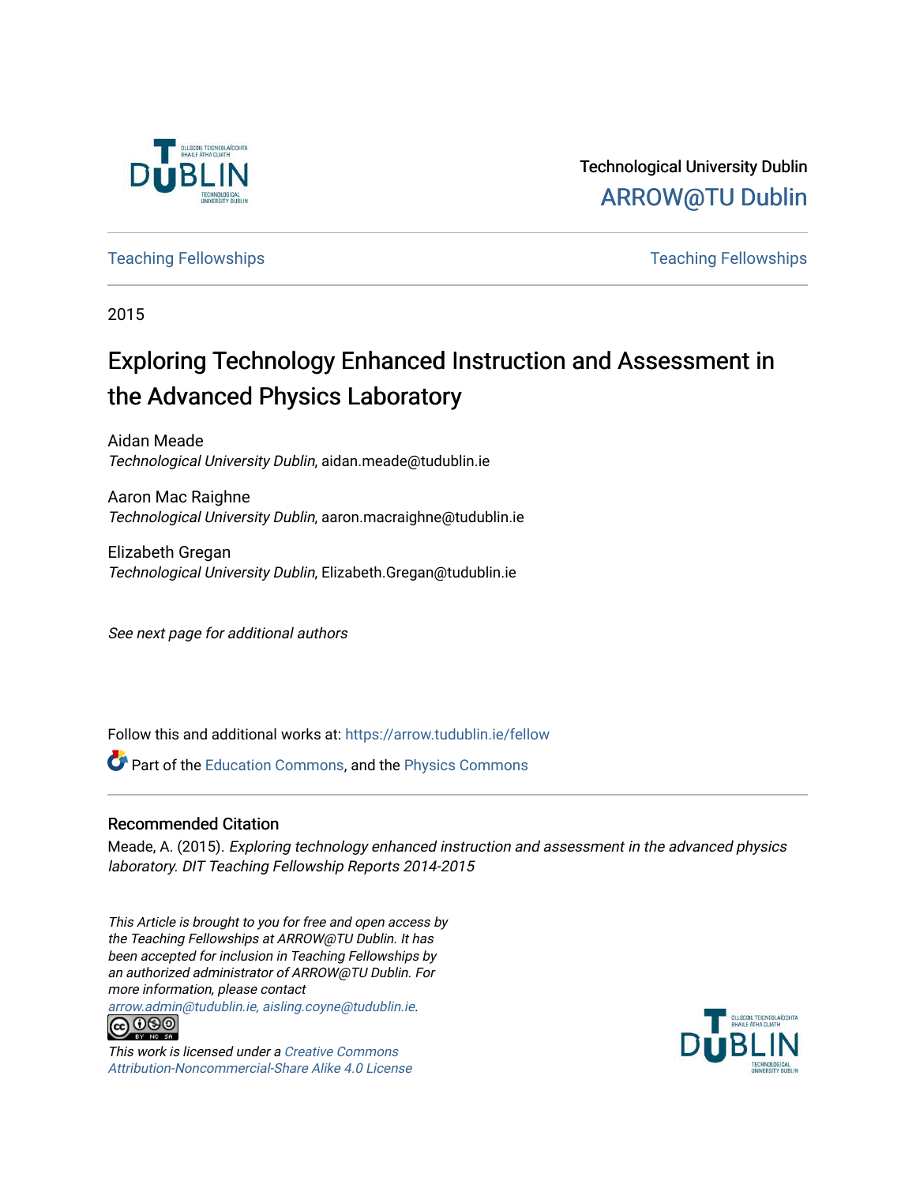Technological University Dublin

ARROW@TU Dublin

Teaching Fellowships | Teaching Fellowships

2015

# Exploring Technology Enhanced Instruction and Assessment in the Advanced Physics Laboratory

Aidan Meade
*Technological University Dublin*, aidan.meade@tudublin.ie

Aaron Mac Raighne
*Technological University Dublin*, aaron.macraighne@tudublin.ie

Elizabeth Gregan
*Technological University Dublin*, Elizabeth.Gregan@tudublin.ie

*See next page for additional authors*

Follow this and additional works at: https://arrow.tudublin.ie/fellow

Part of the Education Commons, and the Physics Commons

## Recommended Citation

Meade, A. (2015). *Exploring technology enhanced instruction and assessment in the advanced physics laboratory. DIT Teaching Fellowship Reports 2014-2015*

*This Article is brought to you for free and open access by the Teaching Fellowships at ARROW@TU Dublin. It has been accepted for inclusion in Teaching Fellowships by an authorized administrator of ARROW@TU Dublin. For more information, please contact arrow.admin@tudublin.ie, aisling.coyne@tudublin.ie.*

*This work is licensed under a Creative Commons Attribution-Noncommercial-Share Alike 4.0 License*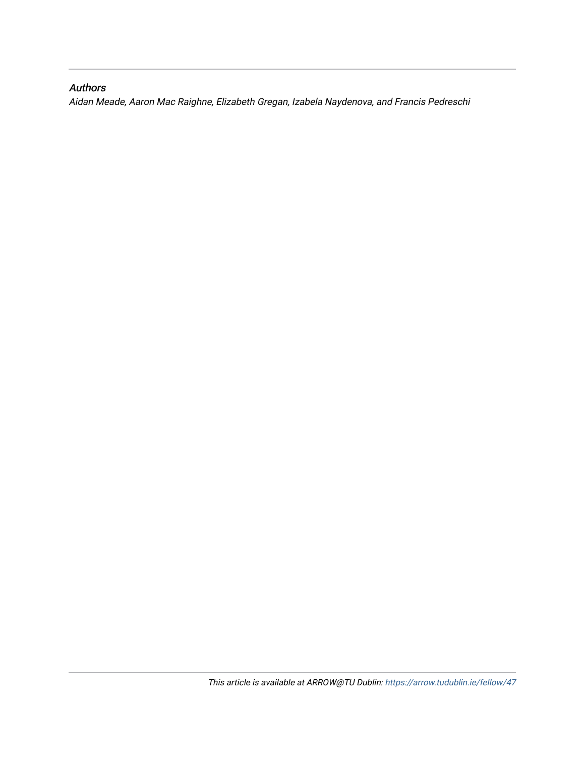*Authors*

*Aidan Meade, Aaron Mac Raighne, Elizabeth Gregan, Izabela Naydenova, and Francis Pedreschi*

*This article is available at ARROW@TU Dublin: https://arrow.tudublin.ie/fellow/47*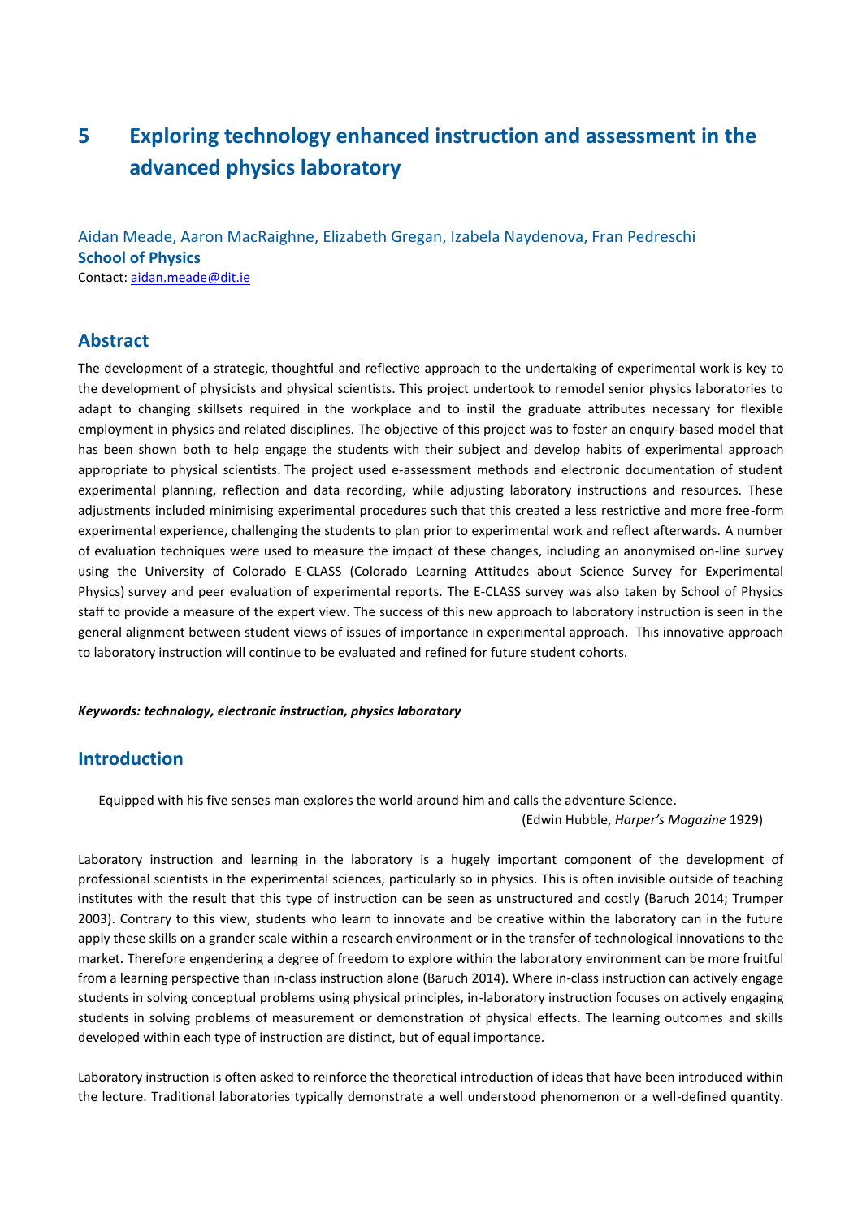# 5 Exploring technology enhanced instruction and assessment in the advanced physics laboratory

Aidan Meade, Aaron MacRaighne, Elizabeth Gregan, Izabela Naydenova, Fran Pedreschi
**School of Physics**
Contact: aidan.meade@dit.ie

## Abstract

The development of a strategic, thoughtful and reflective approach to the undertaking of experimental work is key to the development of physicists and physical scientists. This project undertook to remodel senior physics laboratories to adapt to changing skillsets required in the workplace and to instil the graduate attributes necessary for flexible employment in physics and related disciplines. The objective of this project was to foster an enquiry-based model that has been shown both to help engage the students with their subject and develop habits of experimental approach appropriate to physical scientists. The project used e-assessment methods and electronic documentation of student experimental planning, reflection and data recording, while adjusting laboratory instructions and resources. These adjustments included minimising experimental procedures such that this created a less restrictive and more free-form experimental experience, challenging the students to plan prior to experimental work and reflect afterwards. A number of evaluation techniques were used to measure the impact of these changes, including an anonymised on-line survey using the University of Colorado E-CLASS (Colorado Learning Attitudes about Science Survey for Experimental Physics) survey and peer evaluation of experimental reports. The E-CLASS survey was also taken by School of Physics staff to provide a measure of the expert view. The success of this new approach to laboratory instruction is seen in the general alignment between student views of issues of importance in experimental approach. This innovative approach to laboratory instruction will continue to be evaluated and refined for future student cohorts.

***Keywords: technology, electronic instruction, physics laboratory***

## Introduction

> Equipped with his five senses man explores the world around him and calls the adventure Science.
>
> (Edwin Hubble, *Harper's Magazine* 1929)

Laboratory instruction and learning in the laboratory is a hugely important component of the development of professional scientists in the experimental sciences, particularly so in physics. This is often invisible outside of teaching institutes with the result that this type of instruction can be seen as unstructured and costly (Baruch 2014; Trumper 2003). Contrary to this view, students who learn to innovate and be creative within the laboratory can in the future apply these skills on a grander scale within a research environment or in the transfer of technological innovations to the market. Therefore engendering a degree of freedom to explore within the laboratory environment can be more fruitful from a learning perspective than in-class instruction alone (Baruch 2014). Where in-class instruction can actively engage students in solving conceptual problems using physical principles, in-laboratory instruction focuses on actively engaging students in solving problems of measurement or demonstration of physical effects. The learning outcomes and skills developed within each type of instruction are distinct, but of equal importance.

Laboratory instruction is often asked to reinforce the theoretical introduction of ideas that have been introduced within the lecture. Traditional laboratories typically demonstrate a well understood phenomenon or a well-defined quantity.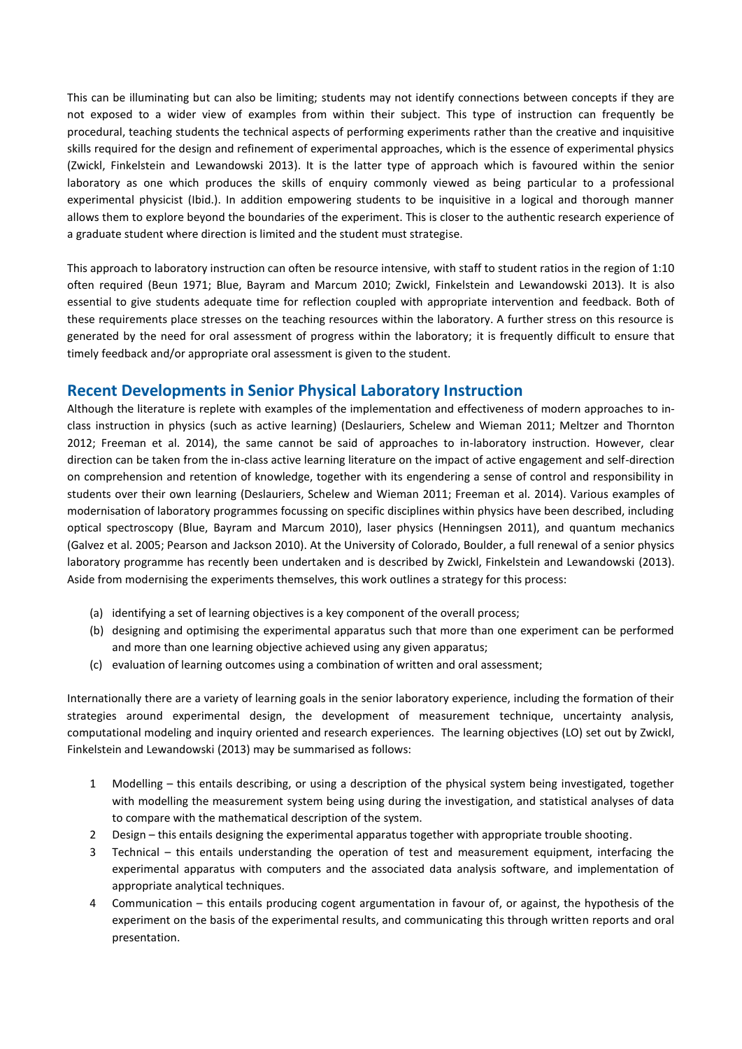This can be illuminating but can also be limiting; students may not identify connections between concepts if they are not exposed to a wider view of examples from within their subject. This type of instruction can frequently be procedural, teaching students the technical aspects of performing experiments rather than the creative and inquisitive skills required for the design and refinement of experimental approaches, which is the essence of experimental physics (Zwickl, Finkelstein and Lewandowski 2013). It is the latter type of approach which is favoured within the senior laboratory as one which produces the skills of enquiry commonly viewed as being particular to a professional experimental physicist (Ibid.). In addition empowering students to be inquisitive in a logical and thorough manner allows them to explore beyond the boundaries of the experiment. This is closer to the authentic research experience of a graduate student where direction is limited and the student must strategise.

This approach to laboratory instruction can often be resource intensive, with staff to student ratios in the region of 1:10 often required (Beun 1971; Blue, Bayram and Marcum 2010; Zwickl, Finkelstein and Lewandowski 2013). It is also essential to give students adequate time for reflection coupled with appropriate intervention and feedback. Both of these requirements place stresses on the teaching resources within the laboratory. A further stress on this resource is generated by the need for oral assessment of progress within the laboratory; it is frequently difficult to ensure that timely feedback and/or appropriate oral assessment is given to the student.

## Recent Developments in Senior Physical Laboratory Instruction

Although the literature is replete with examples of the implementation and effectiveness of modern approaches to in-class instruction in physics (such as active learning) (Deslauriers, Schelew and Wieman 2011; Meltzer and Thornton 2012; Freeman et al. 2014), the same cannot be said of approaches to in-laboratory instruction. However, clear direction can be taken from the in-class active learning literature on the impact of active engagement and self-direction on comprehension and retention of knowledge, together with its engendering a sense of control and responsibility in students over their own learning (Deslauriers, Schelew and Wieman 2011; Freeman et al. 2014). Various examples of modernisation of laboratory programmes focussing on specific disciplines within physics have been described, including optical spectroscopy (Blue, Bayram and Marcum 2010), laser physics (Henningsen 2011), and quantum mechanics (Galvez et al. 2005; Pearson and Jackson 2010). At the University of Colorado, Boulder, a full renewal of a senior physics laboratory programme has recently been undertaken and is described by Zwickl, Finkelstein and Lewandowski (2013). Aside from modernising the experiments themselves, this work outlines a strategy for this process:

(a) identifying a set of learning objectives is a key component of the overall process;
(b) designing and optimising the experimental apparatus such that more than one experiment can be performed and more than one learning objective achieved using any given apparatus;
(c) evaluation of learning outcomes using a combination of written and oral assessment;

Internationally there are a variety of learning goals in the senior laboratory experience, including the formation of their strategies around experimental design, the development of measurement technique, uncertainty analysis, computational modeling and inquiry oriented and research experiences. The learning objectives (LO) set out by Zwickl, Finkelstein and Lewandowski (2013) may be summarised as follows:

1. Modelling – this entails describing, or using a description of the physical system being investigated, together with modelling the measurement system being using during the investigation, and statistical analyses of data to compare with the mathematical description of the system.
2. Design – this entails designing the experimental apparatus together with appropriate trouble shooting.
3. Technical – this entails understanding the operation of test and measurement equipment, interfacing the experimental apparatus with computers and the associated data analysis software, and implementation of appropriate analytical techniques.
4. Communication – this entails producing cogent argumentation in favour of, or against, the hypothesis of the experiment on the basis of the experimental results, and communicating this through written reports and oral presentation.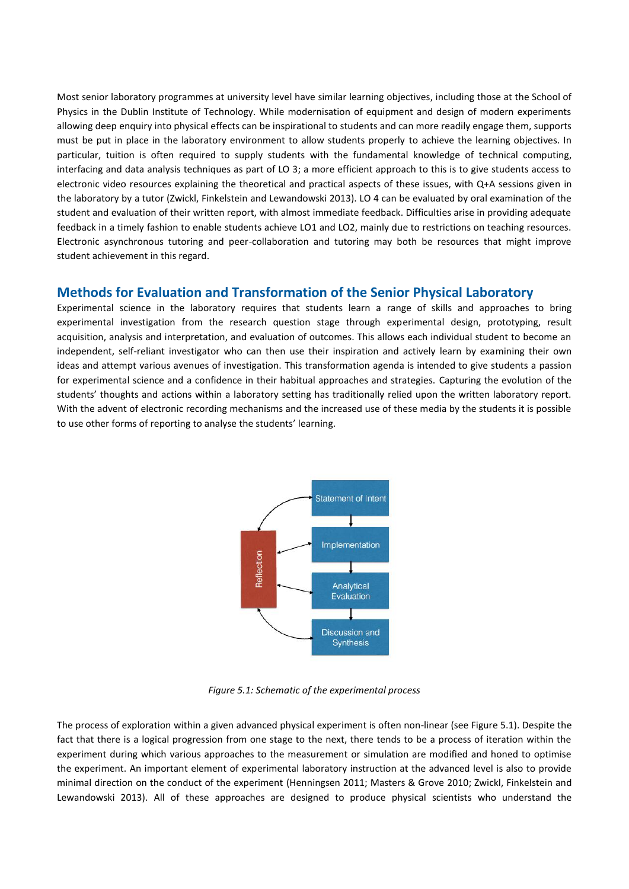Most senior laboratory programmes at university level have similar learning objectives, including those at the School of Physics in the Dublin Institute of Technology. While modernisation of equipment and design of modern experiments allowing deep enquiry into physical effects can be inspirational to students and can more readily engage them, supports must be put in place in the laboratory environment to allow students properly to achieve the learning objectives. In particular, tuition is often required to supply students with the fundamental knowledge of technical computing, interfacing and data analysis techniques as part of LO 3; a more efficient approach to this is to give students access to electronic video resources explaining the theoretical and practical aspects of these issues, with Q+A sessions given in the laboratory by a tutor (Zwickl, Finkelstein and Lewandowski 2013). LO 4 can be evaluated by oral examination of the student and evaluation of their written report, with almost immediate feedback. Difficulties arise in providing adequate feedback in a timely fashion to enable students achieve LO1 and LO2, mainly due to restrictions on teaching resources. Electronic asynchronous tutoring and peer-collaboration and tutoring may both be resources that might improve student achievement in this regard.

## Methods for Evaluation and Transformation of the Senior Physical Laboratory

Experimental science in the laboratory requires that students learn a range of skills and approaches to bring experimental investigation from the research question stage through experimental design, prototyping, result acquisition, analysis and interpretation, and evaluation of outcomes. This allows each individual student to become an independent, self-reliant investigator who can then use their inspiration and actively learn by examining their own ideas and attempt various avenues of investigation. This transformation agenda is intended to give students a passion for experimental science and a confidence in their habitual approaches and strategies. Capturing the evolution of the students' thoughts and actions within a laboratory setting has traditionally relied upon the written laboratory report. With the advent of electronic recording mechanisms and the increased use of these media by the students it is possible to use other forms of reporting to analyse the students' learning.

Statement of Intent

Implementation

Analytical Evaluation

Discussion and Synthesis

Reflection

*Figure 5.1: Schematic of the experimental process*

The process of exploration within a given advanced physical experiment is often non-linear (see Figure 5.1). Despite the fact that there is a logical progression from one stage to the next, there tends to be a process of iteration within the experiment during which various approaches to the measurement or simulation are modified and honed to optimise the experiment. An important element of experimental laboratory instruction at the advanced level is also to provide minimal direction on the conduct of the experiment (Henningsen 2011; Masters & Grove 2010; Zwickl, Finkelstein and Lewandowski 2013). All of these approaches are designed to produce physical scientists who understand the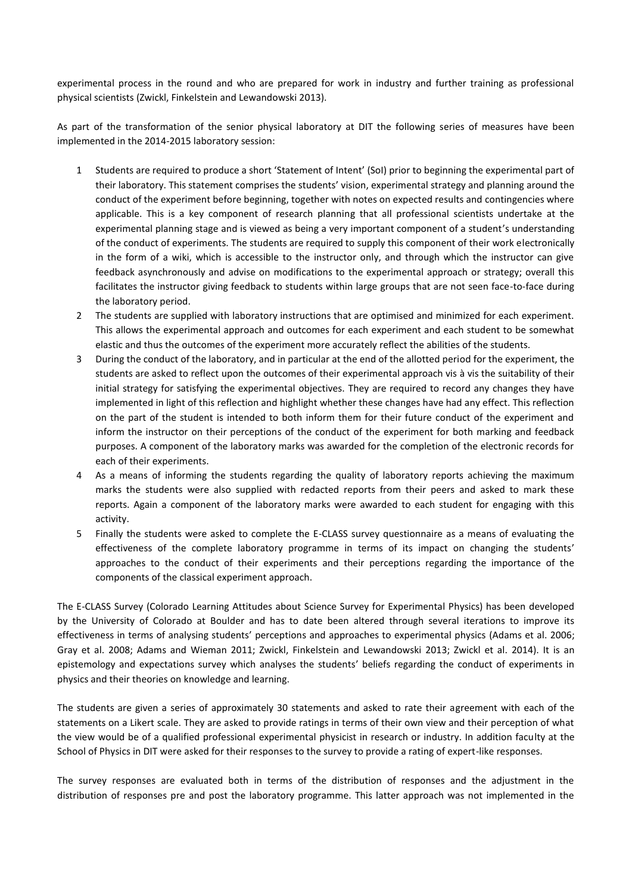experimental process in the round and who are prepared for work in industry and further training as professional physical scientists (Zwickl, Finkelstein and Lewandowski 2013).

As part of the transformation of the senior physical laboratory at DIT the following series of measures have been implemented in the 2014-2015 laboratory session:

1. Students are required to produce a short 'Statement of Intent' (SoI) prior to beginning the experimental part of their laboratory. This statement comprises the students' vision, experimental strategy and planning around the conduct of the experiment before beginning, together with notes on expected results and contingencies where applicable. This is a key component of research planning that all professional scientists undertake at the experimental planning stage and is viewed as being a very important component of a student's understanding of the conduct of experiments. The students are required to supply this component of their work electronically in the form of a wiki, which is accessible to the instructor only, and through which the instructor can give feedback asynchronously and advise on modifications to the experimental approach or strategy; overall this facilitates the instructor giving feedback to students within large groups that are not seen face-to-face during the laboratory period.
2. The students are supplied with laboratory instructions that are optimised and minimized for each experiment. This allows the experimental approach and outcomes for each experiment and each student to be somewhat elastic and thus the outcomes of the experiment more accurately reflect the abilities of the students.
3. During the conduct of the laboratory, and in particular at the end of the allotted period for the experiment, the students are asked to reflect upon the outcomes of their experimental approach vis à vis the suitability of their initial strategy for satisfying the experimental objectives. They are required to record any changes they have implemented in light of this reflection and highlight whether these changes have had any effect. This reflection on the part of the student is intended to both inform them for their future conduct of the experiment and inform the instructor on their perceptions of the conduct of the experiment for both marking and feedback purposes. A component of the laboratory marks was awarded for the completion of the electronic records for each of their experiments.
4. As a means of informing the students regarding the quality of laboratory reports achieving the maximum marks the students were also supplied with redacted reports from their peers and asked to mark these reports. Again a component of the laboratory marks were awarded to each student for engaging with this activity.
5. Finally the students were asked to complete the E-CLASS survey questionnaire as a means of evaluating the effectiveness of the complete laboratory programme in terms of its impact on changing the students' approaches to the conduct of their experiments and their perceptions regarding the importance of the components of the classical experiment approach.

The E-CLASS Survey (Colorado Learning Attitudes about Science Survey for Experimental Physics) has been developed by the University of Colorado at Boulder and has to date been altered through several iterations to improve its effectiveness in terms of analysing students' perceptions and approaches to experimental physics (Adams et al. 2006; Gray et al. 2008; Adams and Wieman 2011; Zwickl, Finkelstein and Lewandowski 2013; Zwickl et al. 2014). It is an epistemology and expectations survey which analyses the students' beliefs regarding the conduct of experiments in physics and their theories on knowledge and learning.

The students are given a series of approximately 30 statements and asked to rate their agreement with each of the statements on a Likert scale. They are asked to provide ratings in terms of their own view and their perception of what the view would be of a qualified professional experimental physicist in research or industry. In addition faculty at the School of Physics in DIT were asked for their responses to the survey to provide a rating of expert-like responses.

The survey responses are evaluated both in terms of the distribution of responses and the adjustment in the distribution of responses pre and post the laboratory programme. This latter approach was not implemented in the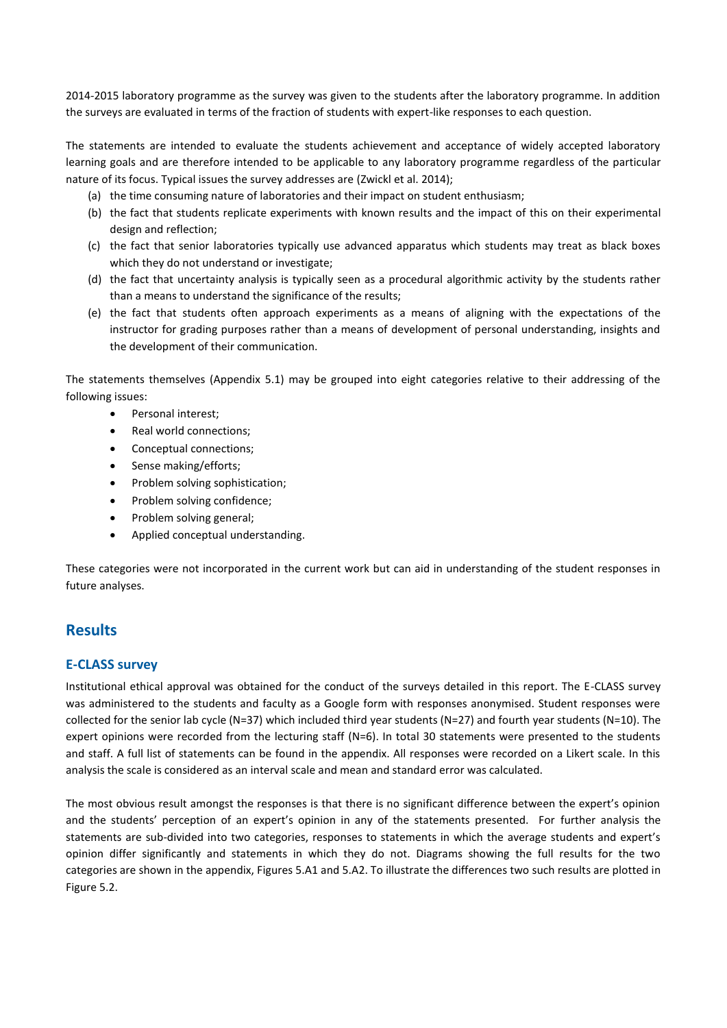2014-2015 laboratory programme as the survey was given to the students after the laboratory programme. In addition the surveys are evaluated in terms of the fraction of students with expert-like responses to each question.

The statements are intended to evaluate the students achievement and acceptance of widely accepted laboratory learning goals and are therefore intended to be applicable to any laboratory programme regardless of the particular nature of its focus. Typical issues the survey addresses are (Zwickl et al. 2014);

(a) the time consuming nature of laboratories and their impact on student enthusiasm;
(b) the fact that students replicate experiments with known results and the impact of this on their experimental design and reflection;
(c) the fact that senior laboratories typically use advanced apparatus which students may treat as black boxes which they do not understand or investigate;
(d) the fact that uncertainty analysis is typically seen as a procedural algorithmic activity by the students rather than a means to understand the significance of the results;
(e) the fact that students often approach experiments as a means of aligning with the expectations of the instructor for grading purposes rather than a means of development of personal understanding, insights and the development of their communication.

The statements themselves (Appendix 5.1) may be grouped into eight categories relative to their addressing of the following issues:

- Personal interest;
- Real world connections;
- Conceptual connections;
- Sense making/efforts;
- Problem solving sophistication;
- Problem solving confidence;
- Problem solving general;
- Applied conceptual understanding.

These categories were not incorporated in the current work but can aid in understanding of the student responses in future analyses.

## Results

### E-CLASS survey

Institutional ethical approval was obtained for the conduct of the surveys detailed in this report. The E-CLASS survey was administered to the students and faculty as a Google form with responses anonymised. Student responses were collected for the senior lab cycle (N=37) which included third year students (N=27) and fourth year students (N=10). The expert opinions were recorded from the lecturing staff (N=6). In total 30 statements were presented to the students and staff. A full list of statements can be found in the appendix. All responses were recorded on a Likert scale. In this analysis the scale is considered as an interval scale and mean and standard error was calculated.

The most obvious result amongst the responses is that there is no significant difference between the expert's opinion and the students' perception of an expert's opinion in any of the statements presented. For further analysis the statements are sub-divided into two categories, responses to statements in which the average students and expert's opinion differ significantly and statements in which they do not. Diagrams showing the full results for the two categories are shown in the appendix, Figures 5.A1 and 5.A2. To illustrate the differences two such results are plotted in Figure 5.2.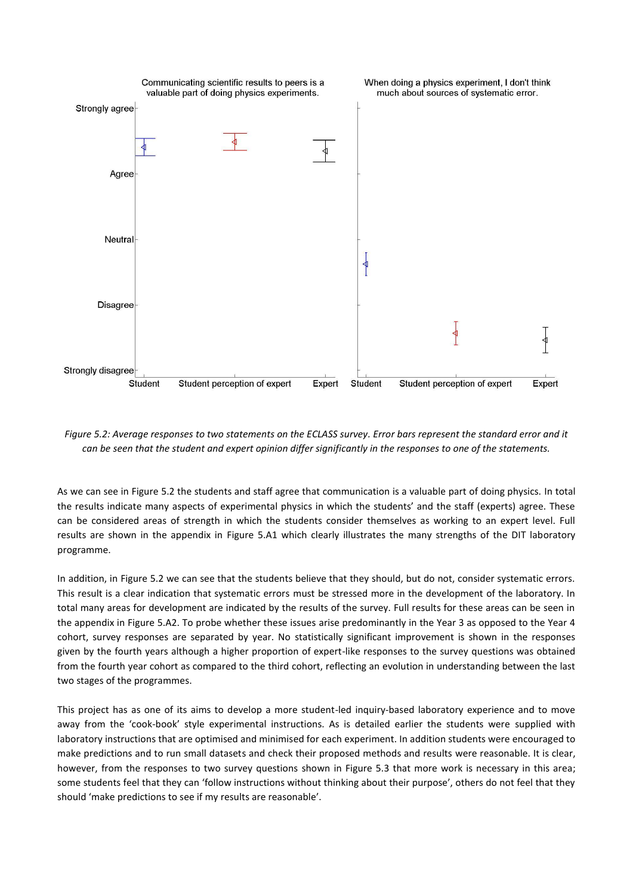Figure 5.2: Average responses to two statements on the ECLASS survey. Error bars represent the standard error and it can be seen that the student and expert opinion differ significantly in the responses to one of the statements.

As we can see in Figure 5.2 the students and staff agree that communication is a valuable part of doing physics. In total the results indicate many aspects of experimental physics in which the students' and the staff (experts) agree. These can be considered areas of strength in which the students consider themselves as working to an expert level. Full results are shown in the appendix in Figure 5.A1 which clearly illustrates the many strengths of the DIT laboratory programme.

In addition, in Figure 5.2 we can see that the students believe that they should, but do not, consider systematic errors. This result is a clear indication that systematic errors must be stressed more in the development of the laboratory. In total many areas for development are indicated by the results of the survey. Full results for these areas can be seen in the appendix in Figure 5.A2. To probe whether these issues arise predominantly in the Year 3 as opposed to the Year 4 cohort, survey responses are separated by year. No statistically significant improvement is shown in the responses given by the fourth years although a higher proportion of expert-like responses to the survey questions was obtained from the fourth year cohort as compared to the third cohort, reflecting an evolution in understanding between the last two stages of the programmes.

This project has as one of its aims to develop a more student-led inquiry-based laboratory experience and to move away from the 'cook-book' style experimental instructions. As is detailed earlier the students were supplied with laboratory instructions that are optimised and minimised for each experiment. In addition students were encouraged to make predictions and to run small datasets and check their proposed methods and results were reasonable. It is clear, however, from the responses to two survey questions shown in Figure 5.3 that more work is necessary in this area; some students feel that they can 'follow instructions without thinking about their purpose', others do not feel that they should 'make predictions to see if my results are reasonable'.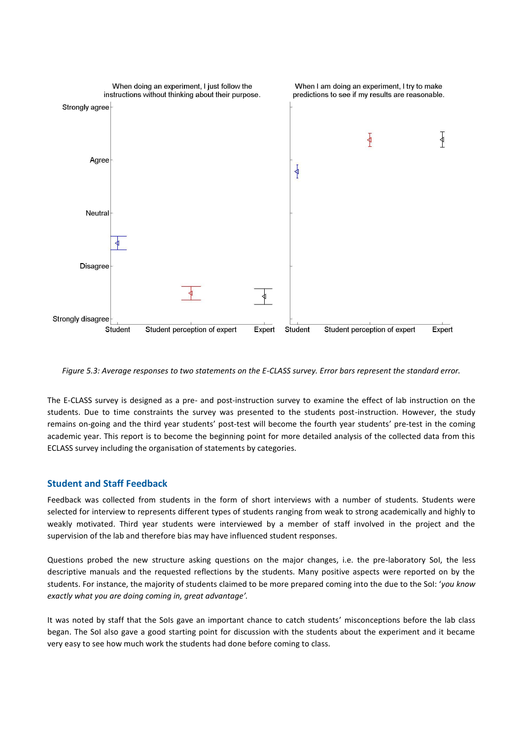Figure 5.3: Average responses to two statements on the E-CLASS survey. Error bars represent the standard error.

The E-CLASS survey is designed as a pre- and post-instruction survey to examine the effect of lab instruction on the students. Due to time constraints the survey was presented to the students post-instruction. However, the study remains on-going and the third year students' post-test will become the fourth year students' pre-test in the coming academic year. This report is to become the beginning point for more detailed analysis of the collected data from this ECLASS survey including the organisation of statements by categories.

## Student and Staff Feedback

Feedback was collected from students in the form of short interviews with a number of students. Students were selected for interview to represents different types of students ranging from weak to strong academically and highly to weakly motivated. Third year students were interviewed by a member of staff involved in the project and the supervision of the lab and therefore bias may have influenced student responses.

Questions probed the new structure asking questions on the major changes, i.e. the pre-laboratory SoI, the less descriptive manuals and the requested reflections by the students. Many positive aspects were reported on by the students. For instance, the majority of students claimed to be more prepared coming into the due to the SoI: '*you know exactly what you are doing coming in, great advantage'*.

It was noted by staff that the SoIs gave an important chance to catch students' misconceptions before the lab class began. The SoI also gave a good starting point for discussion with the students about the experiment and it became very easy to see how much work the students had done before coming to class.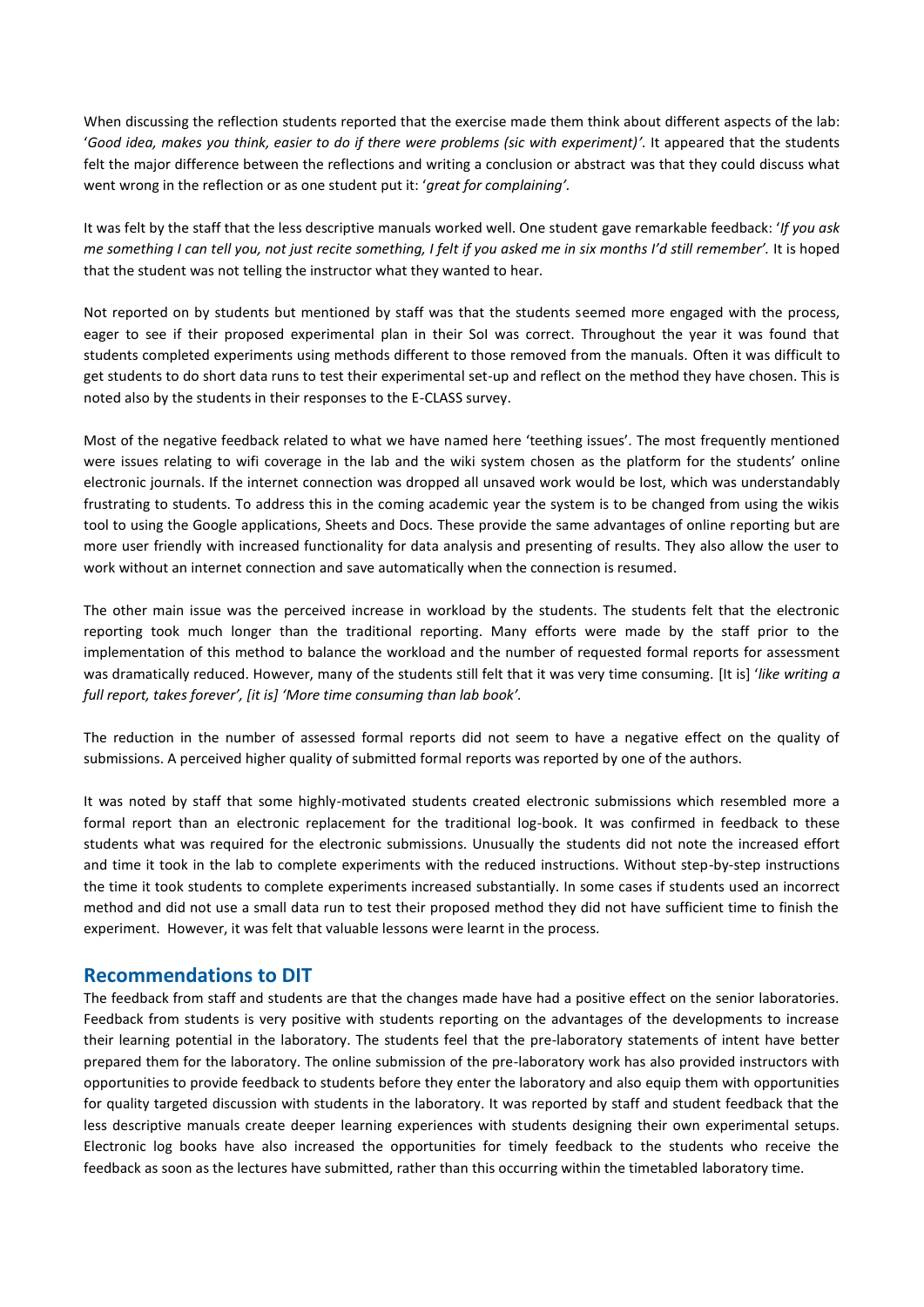When discussing the reflection students reported that the exercise made them think about different aspects of the lab: '*Good idea, makes you think, easier to do if there were problems (sic with experiment)'.* It appeared that the students felt the major difference between the reflections and writing a conclusion or abstract was that they could discuss what went wrong in the reflection or as one student put it: '*great for complaining'*.

It was felt by the staff that the less descriptive manuals worked well. One student gave remarkable feedback: '*If you ask me something I can tell you, not just recite something, I felt if you asked me in six months I'd still remember'.* It is hoped that the student was not telling the instructor what they wanted to hear.

Not reported on by students but mentioned by staff was that the students seemed more engaged with the process, eager to see if their proposed experimental plan in their SoI was correct. Throughout the year it was found that students completed experiments using methods different to those removed from the manuals. Often it was difficult to get students to do short data runs to test their experimental set-up and reflect on the method they have chosen. This is noted also by the students in their responses to the E-CLASS survey.

Most of the negative feedback related to what we have named here 'teething issues'. The most frequently mentioned were issues relating to wifi coverage in the lab and the wiki system chosen as the platform for the students' online electronic journals. If the internet connection was dropped all unsaved work would be lost, which was understandably frustrating to students. To address this in the coming academic year the system is to be changed from using the wikis tool to using the Google applications, Sheets and Docs. These provide the same advantages of online reporting but are more user friendly with increased functionality for data analysis and presenting of results. They also allow the user to work without an internet connection and save automatically when the connection is resumed.

The other main issue was the perceived increase in workload by the students. The students felt that the electronic reporting took much longer than the traditional reporting. Many efforts were made by the staff prior to the implementation of this method to balance the workload and the number of requested formal reports for assessment was dramatically reduced. However, many of the students still felt that it was very time consuming. [It is] '*like writing a full report, takes forever', [it is] 'More time consuming than lab book'*.

The reduction in the number of assessed formal reports did not seem to have a negative effect on the quality of submissions. A perceived higher quality of submitted formal reports was reported by one of the authors.

It was noted by staff that some highly-motivated students created electronic submissions which resembled more a formal report than an electronic replacement for the traditional log-book. It was confirmed in feedback to these students what was required for the electronic submissions. Unusually the students did not note the increased effort and time it took in the lab to complete experiments with the reduced instructions. Without step-by-step instructions the time it took students to complete experiments increased substantially. In some cases if students used an incorrect method and did not use a small data run to test their proposed method they did not have sufficient time to finish the experiment. However, it was felt that valuable lessons were learnt in the process.

## Recommendations to DIT

The feedback from staff and students are that the changes made have had a positive effect on the senior laboratories. Feedback from students is very positive with students reporting on the advantages of the developments to increase their learning potential in the laboratory. The students feel that the pre-laboratory statements of intent have better prepared them for the laboratory. The online submission of the pre-laboratory work has also provided instructors with opportunities to provide feedback to students before they enter the laboratory and also equip them with opportunities for quality targeted discussion with students in the laboratory. It was reported by staff and student feedback that the less descriptive manuals create deeper learning experiences with students designing their own experimental setups. Electronic log books have also increased the opportunities for timely feedback to the students who receive the feedback as soon as the lectures have submitted, rather than this occurring within the timetabled laboratory time.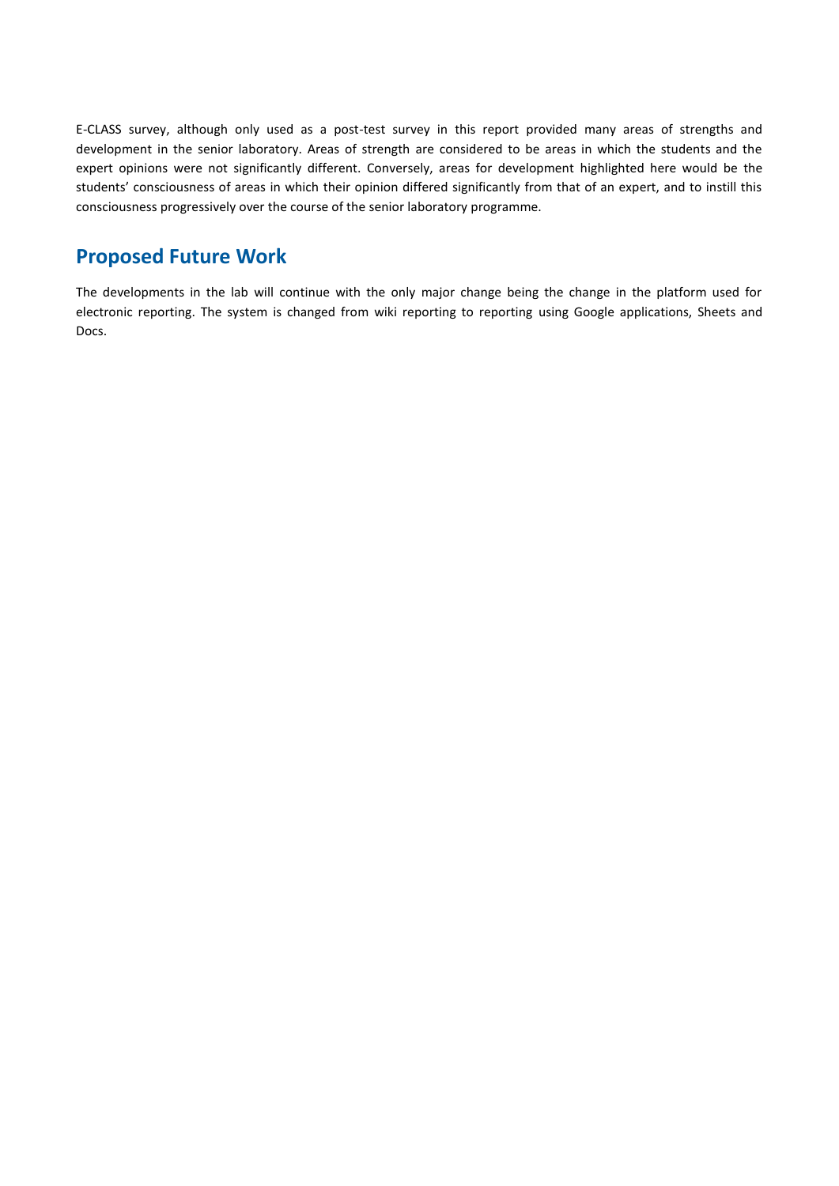E-CLASS survey, although only used as a post-test survey in this report provided many areas of strengths and development in the senior laboratory. Areas of strength are considered to be areas in which the students and the expert opinions were not significantly different. Conversely, areas for development highlighted here would be the students' consciousness of areas in which their opinion differed significantly from that of an expert, and to instill this consciousness progressively over the course of the senior laboratory programme.

## Proposed Future Work

The developments in the lab will continue with the only major change being the change in the platform used for electronic reporting. The system is changed from wiki reporting to reporting using Google applications, Sheets and Docs.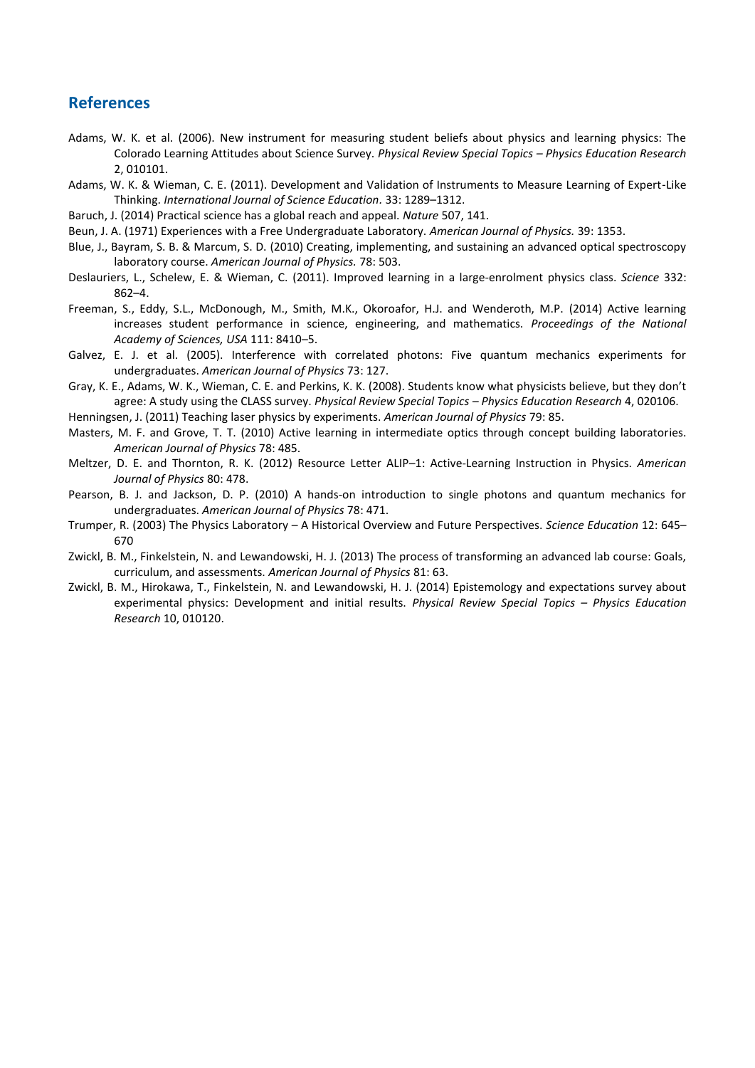## References

Adams, W. K. et al. (2006). New instrument for measuring student beliefs about physics and learning physics: The Colorado Learning Attitudes about Science Survey. *Physical Review Special Topics – Physics Education Research* 2, 010101.

Adams, W. K. & Wieman, C. E. (2011). Development and Validation of Instruments to Measure Learning of Expert-Like Thinking. *International Journal of Science Education*. 33: 1289–1312.

Baruch, J. (2014) Practical science has a global reach and appeal. *Nature* 507, 141.

Beun, J. A. (1971) Experiences with a Free Undergraduate Laboratory. *American Journal of Physics.* 39: 1353.

Blue, J., Bayram, S. B. & Marcum, S. D. (2010) Creating, implementing, and sustaining an advanced optical spectroscopy laboratory course. *American Journal of Physics.* 78: 503.

Deslauriers, L., Schelew, E. & Wieman, C. (2011). Improved learning in a large-enrolment physics class. *Science* 332: 862–4.

Freeman, S., Eddy, S.L., McDonough, M., Smith, M.K., Okoroafor, H.J. and Wenderoth, M.P. (2014) Active learning increases student performance in science, engineering, and mathematics. *Proceedings of the National Academy of Sciences, USA* 111: 8410–5.

Galvez, E. J. et al. (2005). Interference with correlated photons: Five quantum mechanics experiments for undergraduates. *American Journal of Physics* 73: 127.

Gray, K. E., Adams, W. K., Wieman, C. E. and Perkins, K. K. (2008). Students know what physicists believe, but they don't agree: A study using the CLASS survey. *Physical Review Special Topics – Physics Education Research* 4, 020106.

Henningsen, J. (2011) Teaching laser physics by experiments. *American Journal of Physics* 79: 85.

Masters, M. F. and Grove, T. T. (2010) Active learning in intermediate optics through concept building laboratories. *American Journal of Physics* 78: 485.

Meltzer, D. E. and Thornton, R. K. (2012) Resource Letter ALIP–1: Active-Learning Instruction in Physics. *American Journal of Physics* 80: 478.

Pearson, B. J. and Jackson, D. P. (2010) A hands-on introduction to single photons and quantum mechanics for undergraduates. *American Journal of Physics* 78: 471.

Trumper, R. (2003) The Physics Laboratory – A Historical Overview and Future Perspectives. *Science Education* 12: 645–670

Zwickl, B. M., Finkelstein, N. and Lewandowski, H. J. (2013) The process of transforming an advanced lab course: Goals, curriculum, and assessments. *American Journal of Physics* 81: 63.

Zwickl, B. M., Hirokawa, T., Finkelstein, N. and Lewandowski, H. J. (2014) Epistemology and expectations survey about experimental physics: Development and initial results. *Physical Review Special Topics – Physics Education Research* 10, 010120.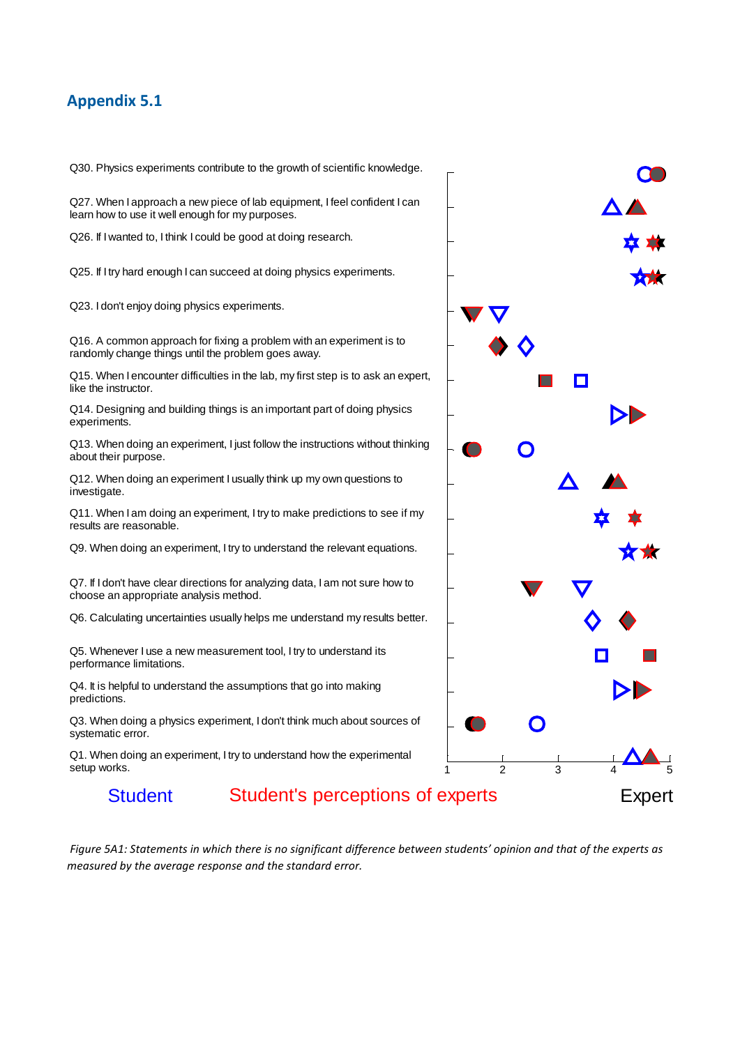## Appendix 5.1

Q30. Physics experiments contribute to the growth of scientific knowledge.

Q27. When I approach a new piece of lab equipment, I feel confident I can learn how to use it well enough for my purposes.

Q26. If I wanted to, I think I could be good at doing research.

Q25. If I try hard enough I can succeed at doing physics experiments.

Q23. I don't enjoy doing physics experiments.

Q16. A common approach for fixing a problem with an experiment is to randomly change things until the problem goes away.

Q15. When I encounter difficulties in the lab, my first step is to ask an expert, like the instructor.

Q14. Designing and building things is an important part of doing physics experiments.

Q13. When doing an experiment, I just follow the instructions without thinking about their purpose.

Q12. When doing an experiment I usually think up my own questions to investigate.

Q11. When I am doing an experiment, I try to make predictions to see if my results are reasonable.

Q9. When doing an experiment, I try to understand the relevant equations.

Q7. If I don't have clear directions for analyzing data, I am not sure how to choose an appropriate analysis method.

Q6. Calculating uncertainties usually helps me understand my results better.

Q5. Whenever I use a new measurement tool, I try to understand its performance limitations.

Q4. It is helpful to understand the assumptions that go into making predictions.

Q3. When doing a physics experiment, I don't think much about sources of systematic error.

Q1. When doing an experiment, I try to understand how the experimental setup works.

1 2 3 4 5

Student Student's perceptions of experts Expert

*Figure 5A1: Statements in which there is no significant difference between students' opinion and that of the experts as measured by the average response and the standard error.*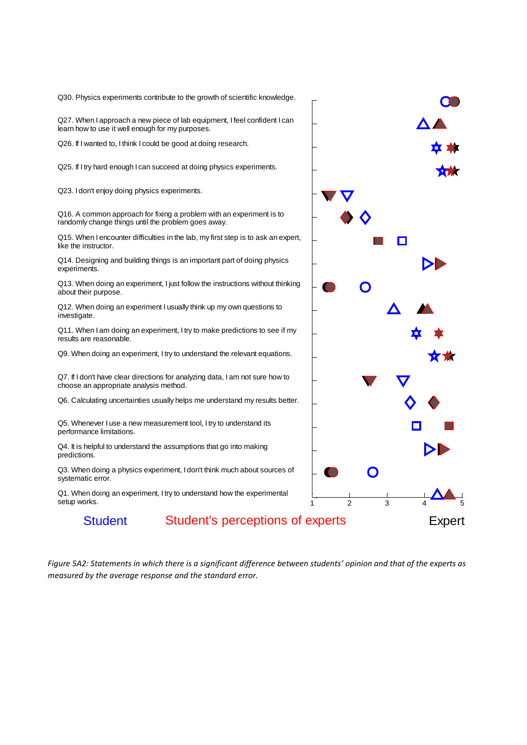Q30. Physics experiments contribute to the growth of scientific knowledge.

Q27. When I approach a new piece of lab equipment, I feel confident I can learn how to use it well enough for my purposes.

Q26. If I wanted to, I think I could be good at doing research.

Q25. If I try hard enough I can succeed at doing physics experiments.

Q23. I don't enjoy doing physics experiments.

Q16. A common approach for fixing a problem with an experiment is to randomly change things until the problem goes away.

Q15. When I encounter difficulties in the lab, my first step is to ask an expert, like the instructor.

Q14. Designing and building things is an important part of doing physics experiments.

Q13. When doing an experiment, I just follow the instructions without thinking about their purpose.

Q12. When doing an experiment I usually think up my own questions to investigate.

Q11. When I am doing an experiment, I try to make predictions to see if my results are reasonable.

Q9. When doing an experiment, I try to understand the relevant equations.

Q7. If I don't have clear directions for analyzing data, I am not sure how to choose an appropriate analysis method.

Q6. Calculating uncertainties usually helps me understand my results better.

Q5. Whenever I use a new measurement tool, I try to understand its performance limitations.

Q4. It is helpful to understand the assumptions that go into making predictions.

Q3. When doing a physics experiment, I don't think much about sources of systematic error.

Q1. When doing an experiment, I try to understand how the experimental setup works.

1 2 3 4 5

Student     Student's perceptions of experts     Expert

*Figure 5A2: Statements in which there is a significant difference between students' opinion and that of the experts as measured by the average response and the standard error.*